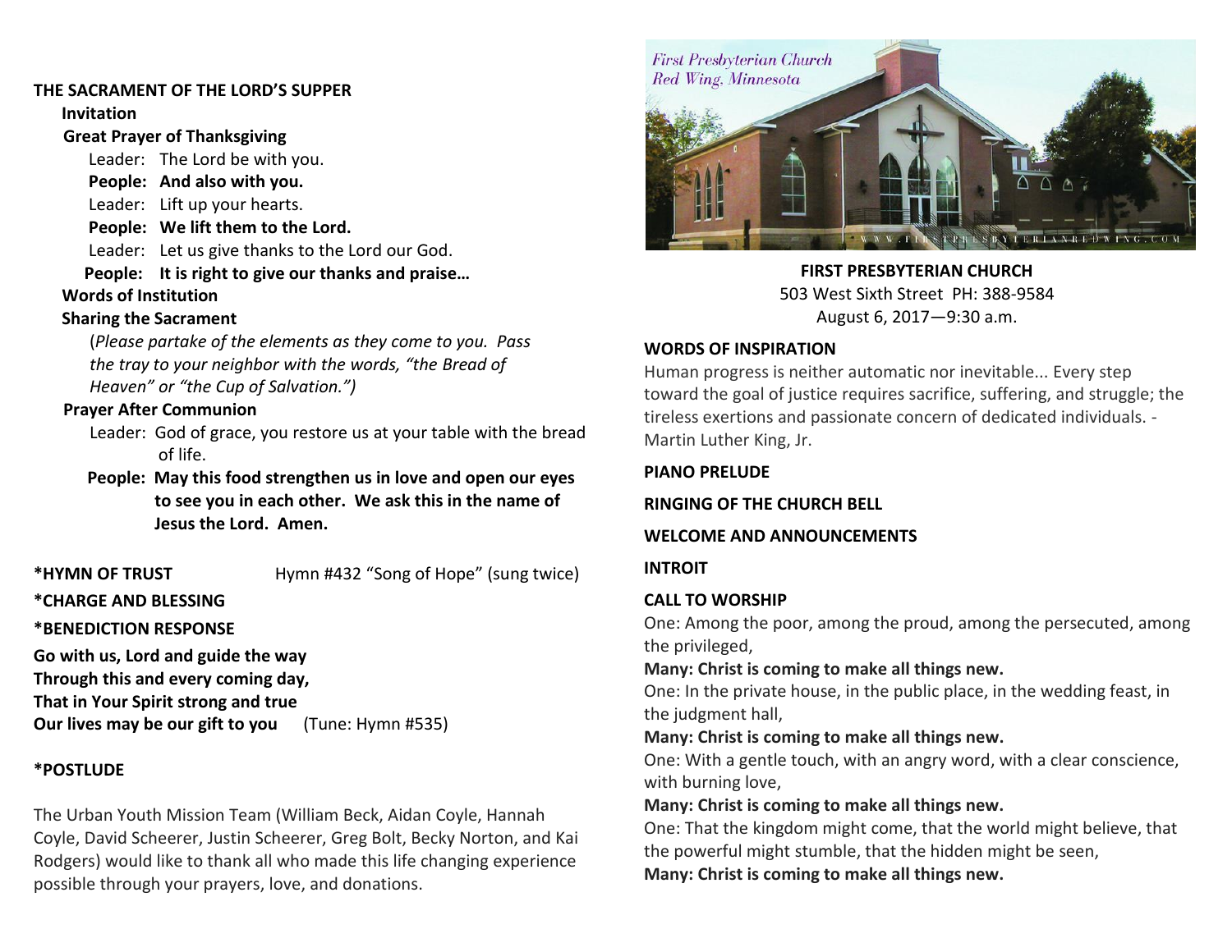### THE SACRAMENT OF THE LORD'S SUPPER

**Invitation**

**Great Prayer of Thanksgiving**

Leader: The Lord be with you.
**People: And also with you.**
Leader: Lift up your hearts.
**People: We lift them to the Lord.**
Leader: Let us give thanks to the Lord our God.
**People: It is right to give our thanks and praise…**

**Words of Institution**

**Sharing the Sacrament**

(*Please partake of the elements as they come to you. Pass the tray to your neighbor with the words, "the Bread of Heaven" or "the Cup of Salvation."*)

**Prayer After Communion**

Leader: God of grace, you restore us at your table with the bread of life.
**People: May this food strengthen us in love and open our eyes to see you in each other. We ask this in the name of Jesus the Lord. Amen.**

**\*HYMN OF TRUST** Hymn #432 "Song of Hope" (sung twice)

**\*CHARGE AND BLESSING**

**\*BENEDICTION RESPONSE**

**Go with us, Lord and guide the way**
**Through this and every coming day,**
**That in Your Spirit strong and true**
**Our lives may be our gift to you** (Tune: Hymn #535)

**\*POSTLUDE**

The Urban Youth Mission Team (William Beck, Aidan Coyle, Hannah Coyle, David Scheerer, Justin Scheerer, Greg Bolt, Becky Norton, and Kai Rodgers) would like to thank all who made this life changing experience possible through your prayers, love, and donations.

*First Presbyterian Church*
*Red Wing, Minnesota*

WWW.FIRSTPRESBYTERIANREDWING.COM

**FIRST PRESBYTERIAN CHURCH**
503 West Sixth Street PH: 388-9584
August 6, 2017—9:30 a.m.

**WORDS OF INSPIRATION**

Human progress is neither automatic nor inevitable... Every step toward the goal of justice requires sacrifice, suffering, and struggle; the tireless exertions and passionate concern of dedicated individuals. - Martin Luther King, Jr.

**PIANO PRELUDE**

**RINGING OF THE CHURCH BELL**

**WELCOME AND ANNOUNCEMENTS**

**INTROIT**

**CALL TO WORSHIP**

One: Among the poor, among the proud, among the persecuted, among the privileged,
**Many: Christ is coming to make all things new.**
One: In the private house, in the public place, in the wedding feast, in the judgment hall,
**Many: Christ is coming to make all things new.**
One: With a gentle touch, with an angry word, with a clear conscience, with burning love,
**Many: Christ is coming to make all things new.**
One: That the kingdom might come, that the world might believe, that the powerful might stumble, that the hidden might be seen,
**Many: Christ is coming to make all things new.**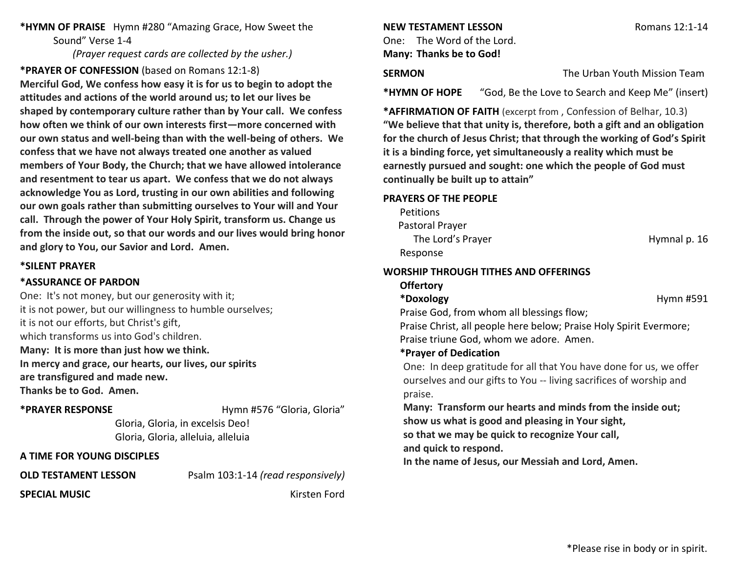**\*HYMN OF PRAISE** Hymn #280 "Amazing Grace, How Sweet the Sound" Verse 1-4

*(Prayer request cards are collected by the usher.)*

**\*PRAYER OF CONFESSION** (based on Romans 12:1-8)

**Merciful God, We confess how easy it is for us to begin to adopt the attitudes and actions of the world around us; to let our lives be shaped by contemporary culture rather than by Your call. We confess how often we think of our own interests first—more concerned with our own status and well-being than with the well-being of others. We confess that we have not always treated one another as valued members of Your Body, the Church; that we have allowed intolerance and resentment to tear us apart. We confess that we do not always acknowledge You as Lord, trusting in our own abilities and following our own goals rather than submitting ourselves to Your will and Your call. Through the power of Your Holy Spirit, transform us. Change us from the inside out, so that our words and our lives would bring honor and glory to You, our Savior and Lord. Amen.**

**\*SILENT PRAYER**

**\*ASSURANCE OF PARDON**

One: It's not money, but our generosity with it;
it is not power, but our willingness to humble ourselves;
it is not our efforts, but Christ's gift,
which transforms us into God's children.
**Many: It is more than just how we think.**
**In mercy and grace, our hearts, our lives, our spirits**
**are transfigured and made new.**
**Thanks be to God. Amen.**

**\*PRAYER RESPONSE** Hymn #576 "Gloria, Gloria"

Gloria, Gloria, in excelsis Deo!
Gloria, Gloria, alleluia, alleluia

**A TIME FOR YOUNG DISCIPLES**

**OLD TESTAMENT LESSON** Psalm 103:1-14 *(read responsively)*

**SPECIAL MUSIC** Kirsten Ford

**NEW TESTAMENT LESSON** Romans 12:1-14

One: The Word of the Lord.
**Many: Thanks be to God!**

**SERMON** The Urban Youth Mission Team

**\*HYMN OF HOPE** "God, Be the Love to Search and Keep Me" (insert)

**\*AFFIRMATION OF FAITH** (excerpt from , Confession of Belhar, 10.3)

**"We believe that that unity is, therefore, both a gift and an obligation for the church of Jesus Christ; that through the working of God's Spirit it is a binding force, yet simultaneously a reality which must be earnestly pursued and sought: one which the people of God must continually be built up to attain"**

**PRAYERS OF THE PEOPLE**

Petitions
Pastoral Prayer
The Lord's Prayer Hymnal p. 16
Response

**WORSHIP THROUGH TITHES AND OFFERINGS**

**Offertory**

**\*Doxology** Hymn #591

Praise God, from whom all blessings flow;
Praise Christ, all people here below; Praise Holy Spirit Evermore;
Praise triune God, whom we adore. Amen.

**\*Prayer of Dedication**

One: In deep gratitude for all that You have done for us, we offer ourselves and our gifts to You -- living sacrifices of worship and praise.
**Many: Transform our hearts and minds from the inside out;**
**show us what is good and pleasing in Your sight,**
**so that we may be quick to recognize Your call,**
**and quick to respond.**
**In the name of Jesus, our Messiah and Lord, Amen.**

\*Please rise in body or in spirit.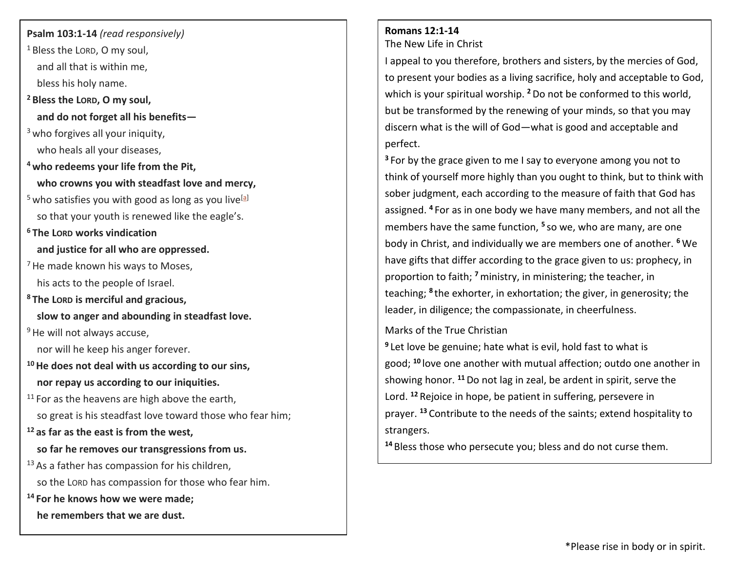**Psalm 103:1-14** *(read responsively)*

[1] Bless the Lord, O my soul,
and all that is within me,
bless his holy name.

**[2] Bless the Lord, O my soul,**
**and do not forget all his benefits—**

[3] who forgives all your iniquity,
who heals all your diseases,

**[4] who redeems your life from the Pit,**
**who crowns you with steadfast love and mercy,**

[5] who satisfies you with good as long as you live[a]
so that your youth is renewed like the eagle's.

**[6] The Lord works vindication**
**and justice for all who are oppressed.**

[7] He made known his ways to Moses,
his acts to the people of Israel.

**[8] The Lord is merciful and gracious,**
**slow to anger and abounding in steadfast love.**

[9] He will not always accuse,
nor will he keep his anger forever.

**[10] He does not deal with us according to our sins,**
**nor repay us according to our iniquities.**

[11] For as the heavens are high above the earth,
so great is his steadfast love toward those who fear him;

**[12] as far as the east is from the west,**
**so far he removes our transgressions from us.**

[13] As a father has compassion for his children,
so the Lord has compassion for those who fear him.

**[14] For he knows how we were made;**
**he remembers that we are dust.**

**Romans 12:1-14**

The New Life in Christ

I appeal to you therefore, brothers and sisters, by the mercies of God, to present your bodies as a living sacrifice, holy and acceptable to God, which is your spiritual worship. **[2]** Do not be conformed to this world, but be transformed by the renewing of your minds, so that you may discern what is the will of God—what is good and acceptable and perfect.

**[3]** For by the grace given to me I say to everyone among you not to think of yourself more highly than you ought to think, but to think with sober judgment, each according to the measure of faith that God has assigned. **[4]** For as in one body we have many members, and not all the members have the same function, **[5]** so we, who are many, are one body in Christ, and individually we are members one of another. **[6]** We have gifts that differ according to the grace given to us: prophecy, in proportion to faith; **[7]** ministry, in ministering; the teacher, in teaching; **[8]** the exhorter, in exhortation; the giver, in generosity; the leader, in diligence; the compassionate, in cheerfulness.

Marks of the True Christian

**[9]** Let love be genuine; hate what is evil, hold fast to what is good; **[10]** love one another with mutual affection; outdo one another in showing honor. **[11]** Do not lag in zeal, be ardent in spirit, serve the Lord. **[12]** Rejoice in hope, be patient in suffering, persevere in prayer. **[13]** Contribute to the needs of the saints; extend hospitality to strangers.

**[14]** Bless those who persecute you; bless and do not curse them.

*Please rise in body or in spirit.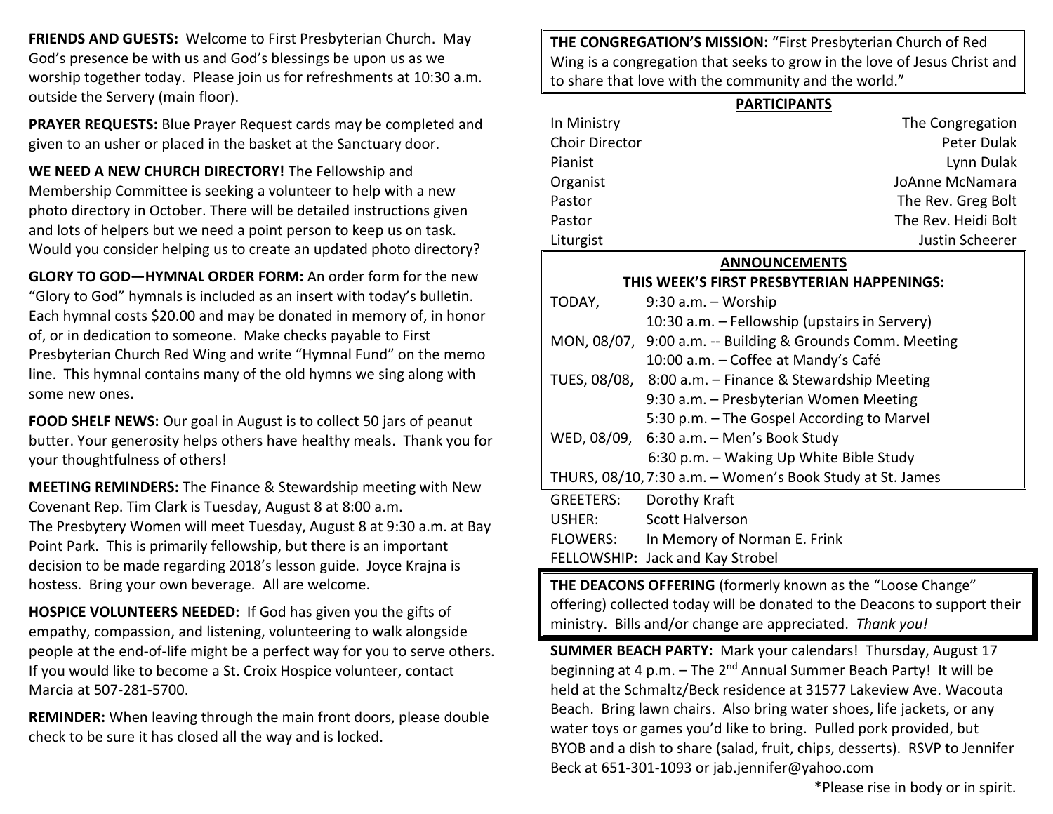**FRIENDS AND GUESTS:** Welcome to First Presbyterian Church. May God's presence be with us and God's blessings be upon us as we worship together today. Please join us for refreshments at 10:30 a.m. outside the Servery (main floor).

**PRAYER REQUESTS:** Blue Prayer Request cards may be completed and given to an usher or placed in the basket at the Sanctuary door.

**WE NEED A NEW CHURCH DIRECTORY!** The Fellowship and Membership Committee is seeking a volunteer to help with a new photo directory in October. There will be detailed instructions given and lots of helpers but we need a point person to keep us on task. Would you consider helping us to create an updated photo directory?

**GLORY TO GOD—HYMNAL ORDER FORM:** An order form for the new "Glory to God" hymnals is included as an insert with today's bulletin. Each hymnal costs $20.00 and may be donated in memory of, in honor of, or in dedication to someone. Make checks payable to First Presbyterian Church Red Wing and write "Hymnal Fund" on the memo line. This hymnal contains many of the old hymns we sing along with some new ones.

**FOOD SHELF NEWS:** Our goal in August is to collect 50 jars of peanut butter. Your generosity helps others have healthy meals. Thank you for your thoughtfulness of others!

**MEETING REMINDERS:** The Finance & Stewardship meeting with New Covenant Rep. Tim Clark is Tuesday, August 8 at 8:00 a.m.
The Presbytery Women will meet Tuesday, August 8 at 9:30 a.m. at Bay Point Park. This is primarily fellowship, but there is an important decision to be made regarding 2018's lesson guide. Joyce Krajna is hostess. Bring your own beverage. All are welcome.

**HOSPICE VOLUNTEERS NEEDED:** If God has given you the gifts of empathy, compassion, and listening, volunteering to walk alongside people at the end-of-life might be a perfect way for you to serve others. If you would like to become a St. Croix Hospice volunteer, contact Marcia at 507-281-5700.

**REMINDER:** When leaving through the main front doors, please double check to be sure it has closed all the way and is locked.

**THE CONGREGATION'S MISSION:** "First Presbyterian Church of Red Wing is a congregation that seeks to grow in the love of Jesus Christ and to share that love with the community and the world."

**PARTICIPANTS**

| | |
|---|---|
| In Ministry | The Congregation |
| Choir Director | Peter Dulak |
| Pianist | Lynn Dulak |
| Organist | JoAnne McNamara |
| Pastor | The Rev. Greg Bolt |
| Pastor | The Rev. Heidi Bolt |
| Liturgist | Justin Scheerer |

**ANNOUNCEMENTS**

**THIS WEEK'S FIRST PRESBYTERIAN HAPPENINGS:**

| | |
|---|---|
| TODAY, | 9:30 a.m. – Worship |
| | 10:30 a.m. – Fellowship (upstairs in Servery) |
| MON, 08/07, | 9:00 a.m. -- Building & Grounds Comm. Meeting |
| | 10:00 a.m. – Coffee at Mandy's Café |
| TUES, 08/08, | 8:00 a.m. – Finance & Stewardship Meeting |
| | 9:30 a.m. – Presbyterian Women Meeting |
| | 5:30 p.m. – The Gospel According to Marvel |
| WED, 08/09, | 6:30 a.m. – Men's Book Study |
| | 6:30 p.m. – Waking Up White Bible Study |
| THURS, 08/10, | 7:30 a.m. – Women's Book Study at St. James |

| | |
|---|---|
| GREETERS: | Dorothy Kraft |
| USHER: | Scott Halverson |
| FLOWERS: | In Memory of Norman E. Frink |
| FELLOWSHIP: | Jack and Kay Strobel |

**THE DEACONS OFFERING** (formerly known as the "Loose Change" offering) collected today will be donated to the Deacons to support their ministry. Bills and/or change are appreciated. *Thank you!*

**SUMMER BEACH PARTY:** Mark your calendars! Thursday, August 17 beginning at 4 p.m. – The 2nd Annual Summer Beach Party! It will be held at the Schmaltz/Beck residence at 31577 Lakeview Ave. Wacouta Beach. Bring lawn chairs. Also bring water shoes, life jackets, or any water toys or games you'd like to bring. Pulled pork provided, but BYOB and a dish to share (salad, fruit, chips, desserts). RSVP to Jennifer Beck at 651-301-1093 or jab.jennifer@yahoo.com

*Please rise in body or in spirit.